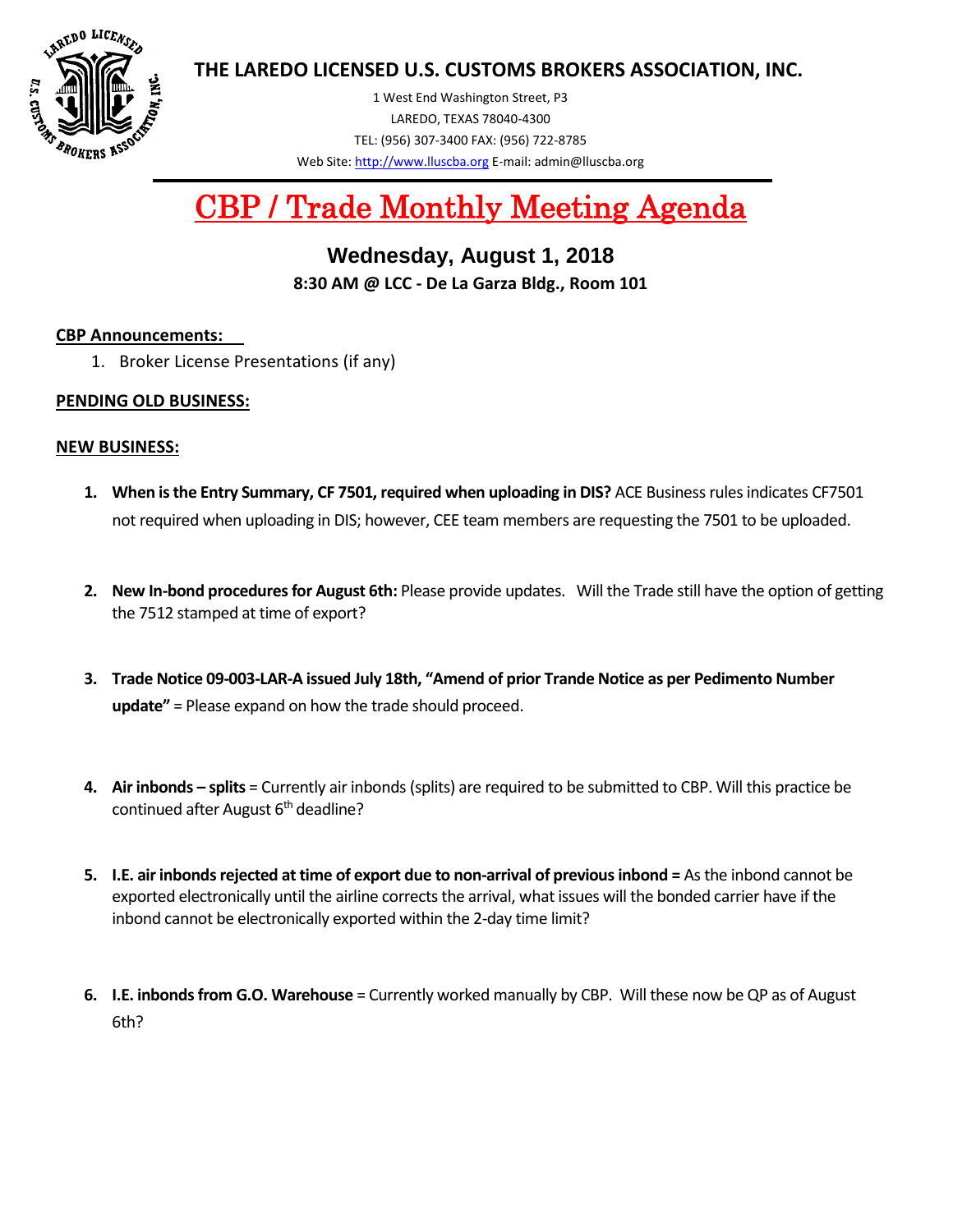# THE LAREDO LICENSED U.S. CUSTOMS BROKERS ASSOCIATION, INC.

1 West End Washington Street, P3
LAREDO, TEXAS 78040-4300
TEL: (956) 307-3400 FAX: (956) 722-8785
Web Site: http://www.lluscba.org E-mail: admin@lluscba.org

# CBP / Trade Monthly Meeting Agenda

## Wednesday, August 1, 2018

**8:30 AM @ LCC - De La Garza Bldg., Room 101**

**CBP Announcements:**

1. Broker License Presentations (if any)

**PENDING OLD BUSINESS:**

**NEW BUSINESS:**

1. **When is the Entry Summary, CF 7501, required when uploading in DIS?** ACE Business rules indicates CF7501 not required when uploading in DIS; however, CEE team members are requesting the 7501 to be uploaded.

2. **New In-bond procedures for August 6th:** Please provide updates. Will the Trade still have the option of getting the 7512 stamped at time of export?

3. **Trade Notice 09-003-LAR-A issued July 18th, "Amend of prior Trande Notice as per Pedimento Number update"** = Please expand on how the trade should proceed.

4. **Air inbonds – splits** = Currently air inbonds (splits) are required to be submitted to CBP. Will this practice be continued after August 6th deadline?

5. **I.E. air inbonds rejected at time of export due to non-arrival of previous inbond =** As the inbond cannot be exported electronically until the airline corrects the arrival, what issues will the bonded carrier have if the inbond cannot be electronically exported within the 2-day time limit?

6. **I.E. inbonds from G.O. Warehouse** = Currently worked manually by CBP. Will these now be QP as of August 6th?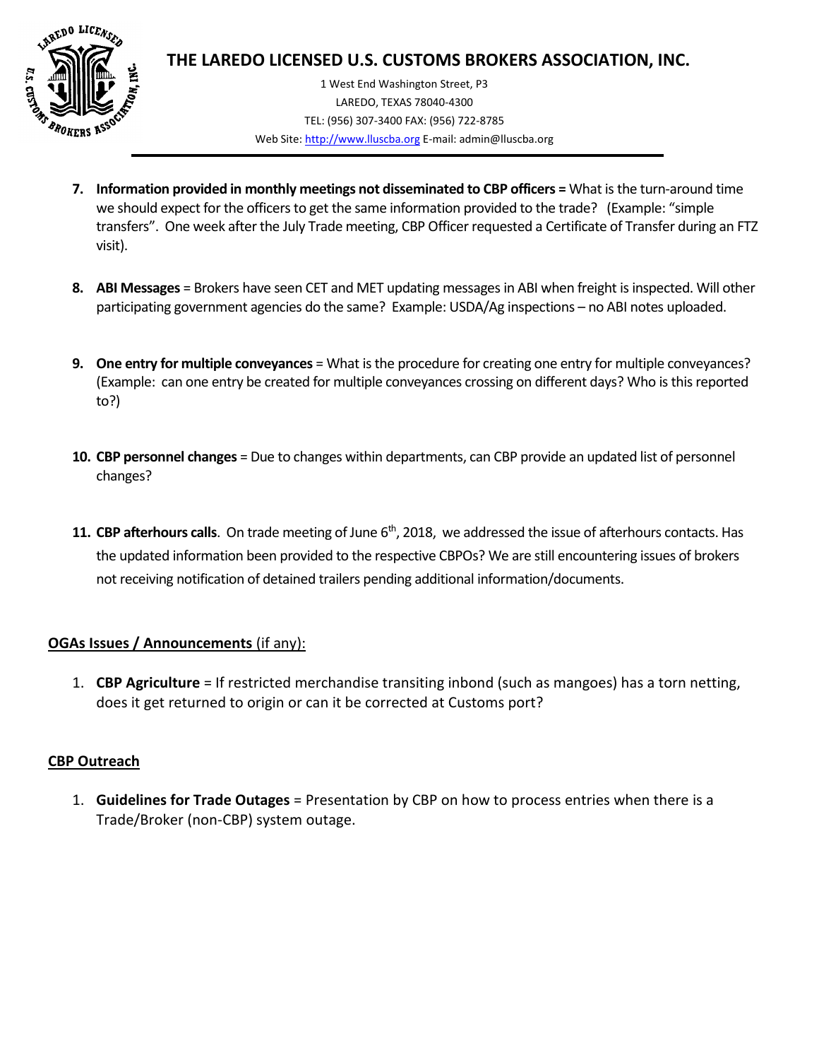# THE LAREDO LICENSED U.S. CUSTOMS BROKERS ASSOCIATION, INC.

1 West End Washington Street, P3
LAREDO, TEXAS 78040-4300
TEL: (956) 307-3400 FAX: (956) 722-8785
Web Site: http://www.lluscba.org E-mail: admin@lluscba.org

7. **Information provided in monthly meetings not disseminated to CBP officers =** What is the turn-around time we should expect for the officers to get the same information provided to the trade? (Example: "simple transfers". One week after the July Trade meeting, CBP Officer requested a Certificate of Transfer during an FTZ visit).

8. **ABI Messages** = Brokers have seen CET and MET updating messages in ABI when freight is inspected. Will other participating government agencies do the same? Example: USDA/Ag inspections – no ABI notes uploaded.

9. **One entry for multiple conveyances** = What is the procedure for creating one entry for multiple conveyances? (Example: can one entry be created for multiple conveyances crossing on different days? Who is this reported to?)

10. **CBP personnel changes** = Due to changes within departments, can CBP provide an updated list of personnel changes?

11. **CBP afterhours calls**. On trade meeting of June 6th, 2018, we addressed the issue of afterhours contacts. Has the updated information been provided to the respective CBPOs? We are still encountering issues of brokers not receiving notification of detained trailers pending additional information/documents.

## OGAs Issues / Announcements (if any):

1. **CBP Agriculture** = If restricted merchandise transiting inbond (such as mangoes) has a torn netting, does it get returned to origin or can it be corrected at Customs port?

## CBP Outreach

1. **Guidelines for Trade Outages** = Presentation by CBP on how to process entries when there is a Trade/Broker (non-CBP) system outage.